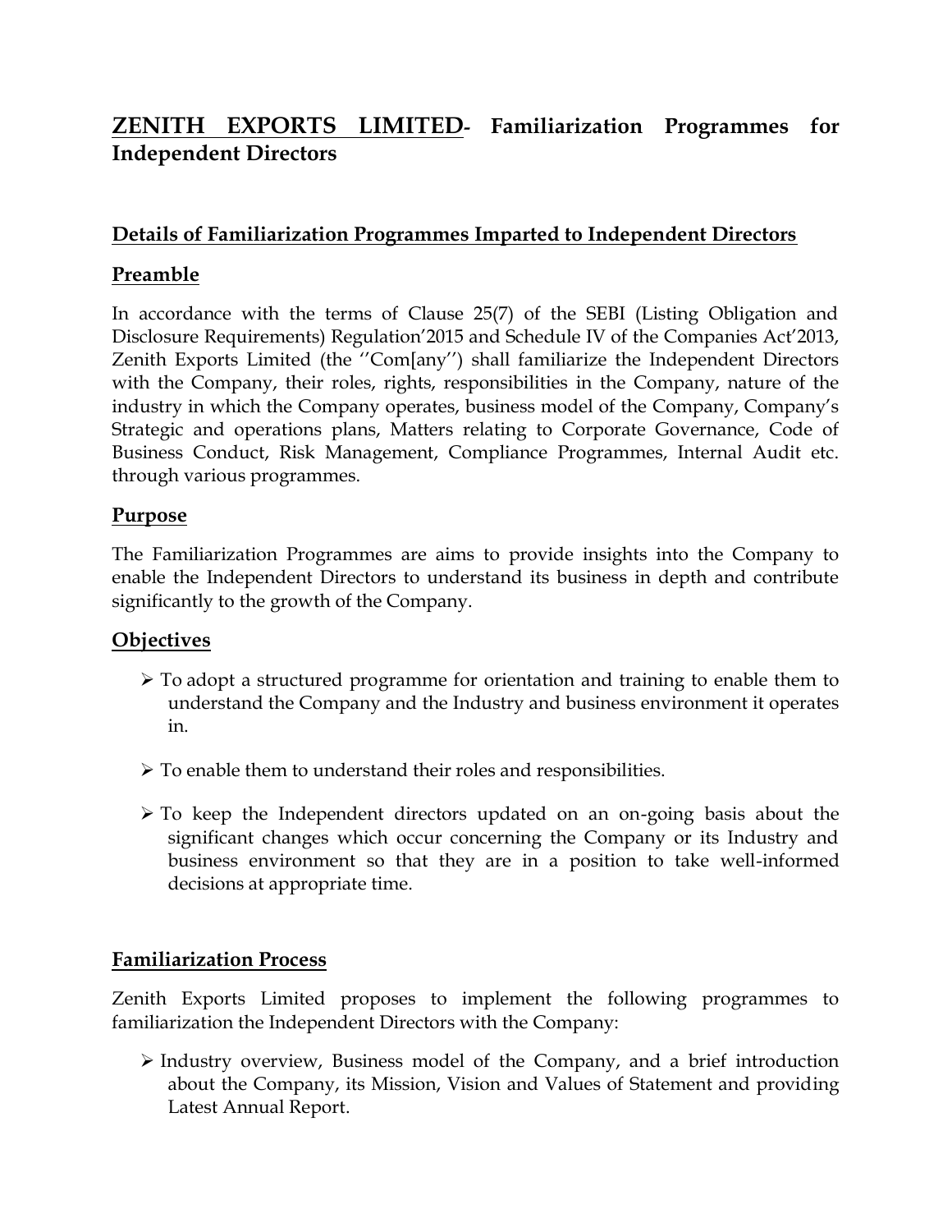# **ZENITH EXPORTS LIMITED**- Familiarization Programmes for Independent Directors

## Details of Familiarization Programmes Imparted to Independent Directors

## Preamble

In accordance with the terms of Clause 25(7) of the SEBI (Listing Obligation and Disclosure Requirements) Regulation'2015 and Schedule IV of the Companies Act'2013, Zenith Exports Limited (the ''Com[any'') shall familiarize the Independent Directors with the Company, their roles, rights, responsibilities in the Company, nature of the industry in which the Company operates, business model of the Company, Company's Strategic and operations plans, Matters relating to Corporate Governance, Code of Business Conduct, Risk Management, Compliance Programmes, Internal Audit etc. through various programmes.

## Purpose

The Familiarization Programmes are aims to provide insights into the Company to enable the Independent Directors to understand its business in depth and contribute significantly to the growth of the Company.

## Objectives

- To adopt a structured programme for orientation and training to enable them to understand the Company and the Industry and business environment it operates in.
- To enable them to understand their roles and responsibilities.
- To keep the Independent directors updated on an on-going basis about the significant changes which occur concerning the Company or its Industry and business environment so that they are in a position to take well-informed decisions at appropriate time.

## Familiarization Process

Zenith Exports Limited proposes to implement the following programmes to familiarization the Independent Directors with the Company:

- Industry overview, Business model of the Company, and a brief introduction about the Company, its Mission, Vision and Values of Statement and providing Latest Annual Report.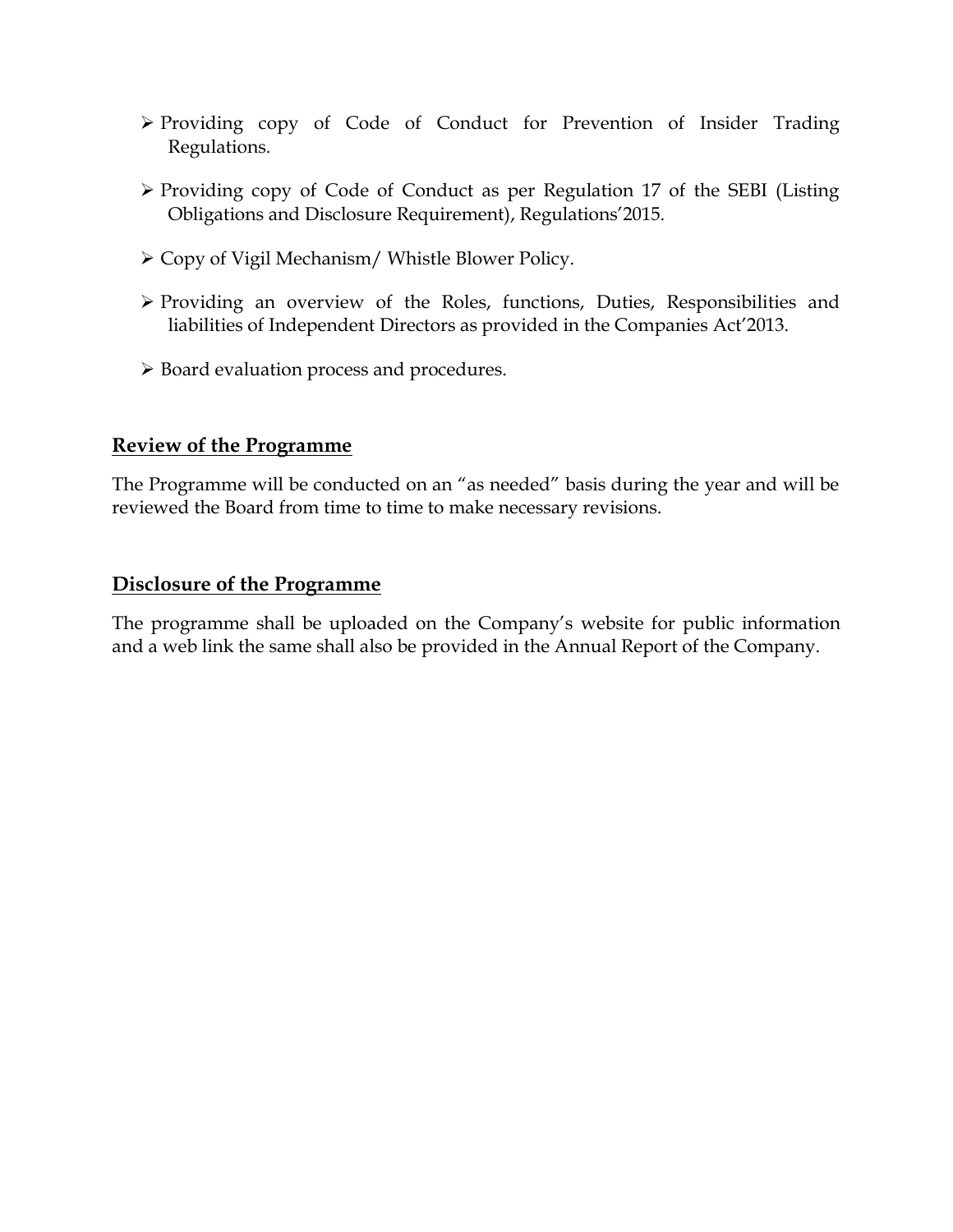- Providing copy of Code of Conduct for Prevention of Insider Trading Regulations.
- Providing copy of Code of Conduct as per Regulation 17 of the SEBI (Listing Obligations and Disclosure Requirement), Regulations'2015.
- Copy of Vigil Mechanism/ Whistle Blower Policy.
- Providing an overview of the Roles, functions, Duties, Responsibilities and liabilities of Independent Directors as provided in the Companies Act'2013.
- Board evaluation process and procedures.

## Review of the Programme

The Programme will be conducted on an "as needed" basis during the year and will be reviewed the Board from time to time to make necessary revisions.

## Disclosure of the Programme

The programme shall be uploaded on the Company's website for public information and a web link the same shall also be provided in the Annual Report of the Company.